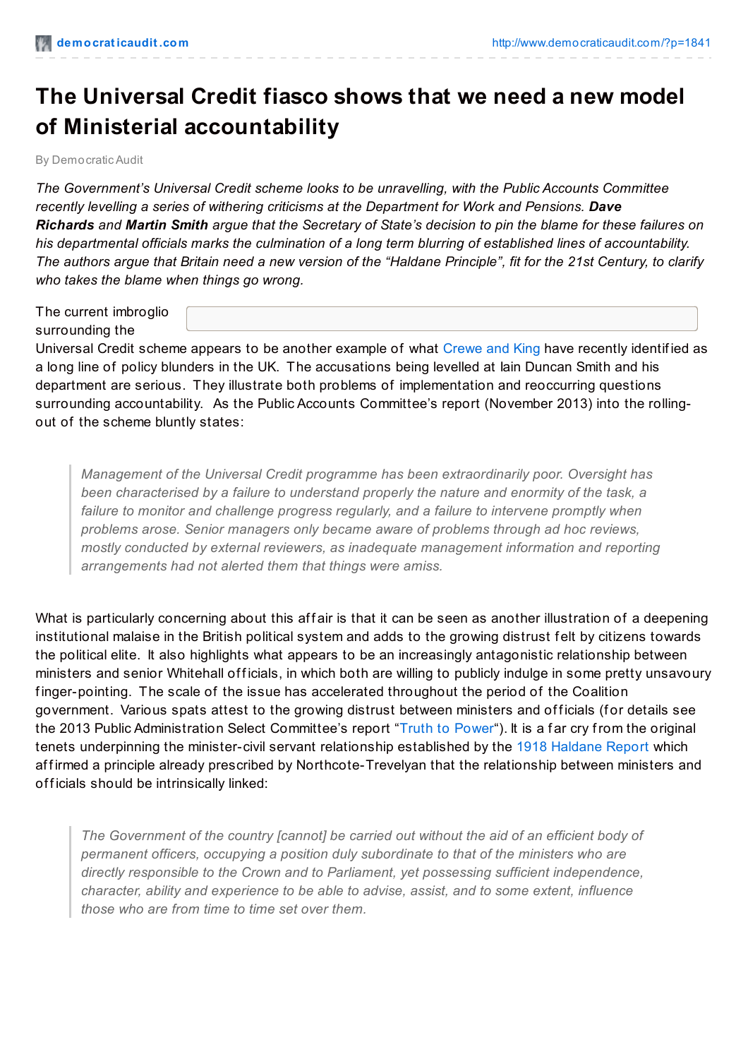# The Universal Credit fiasco shows that we need a new model of Ministerial accountability

By Democratic Audit

*The Government's Universal Credit scheme looks to be unravelling, with the Public Accounts Committee recently levelling a series of withering criticisms at the Department for Work and Pensions.* ***Dave Richards*** *and* ***Martin Smith*** *argue that the Secretary of State's decision to pin the blame for these failures on his departmental officials marks the culmination of a long term blurring of established lines of accountability. The authors argue that Britain need a new version of the "Haldane Principle", fit for the 21st Century, to clarify who takes the blame when things go wrong.*

The current imbroglio surrounding the Universal Credit scheme appears to be another example of what Crewe and King have recently identified as a long line of policy blunders in the UK. The accusations being levelled at Iain Duncan Smith and his department are serious. They illustrate both problems of implementation and reoccurring questions surrounding accountability. As the Public Accounts Committee's report (November 2013) into the rolling-out of the scheme bluntly states:

> *Management of the Universal Credit programme has been extraordinarily poor. Oversight has been characterised by a failure to understand properly the nature and enormity of the task, a failure to monitor and challenge progress regularly, and a failure to intervene promptly when problems arose. Senior managers only became aware of problems through ad hoc reviews, mostly conducted by external reviewers, as inadequate management information and reporting arrangements had not alerted them that things were amiss.*

What is particularly concerning about this affair is that it can be seen as another illustration of a deepening institutional malaise in the British political system and adds to the growing distrust felt by citizens towards the political elite. It also highlights what appears to be an increasingly antagonistic relationship between ministers and senior Whitehall officials, in which both are willing to publicly indulge in some pretty unsavoury finger-pointing. The scale of the issue has accelerated throughout the period of the Coalition government. Various spats attest to the growing distrust between ministers and officials (for details see the 2013 Public Administration Select Committee's report "Truth to Power"). It is a far cry from the original tenets underpinning the minister-civil servant relationship established by the 1918 Haldane Report which affirmed a principle already prescribed by Northcote-Trevelyan that the relationship between ministers and officials should be intrinsically linked:

> *The Government of the country [cannot] be carried out without the aid of an efficient body of permanent officers, occupying a position duly subordinate to that of the ministers who are directly responsible to the Crown and to Parliament, yet possessing sufficient independence, character, ability and experience to be able to advise, assist, and to some extent, influence those who are from time to time set over them.*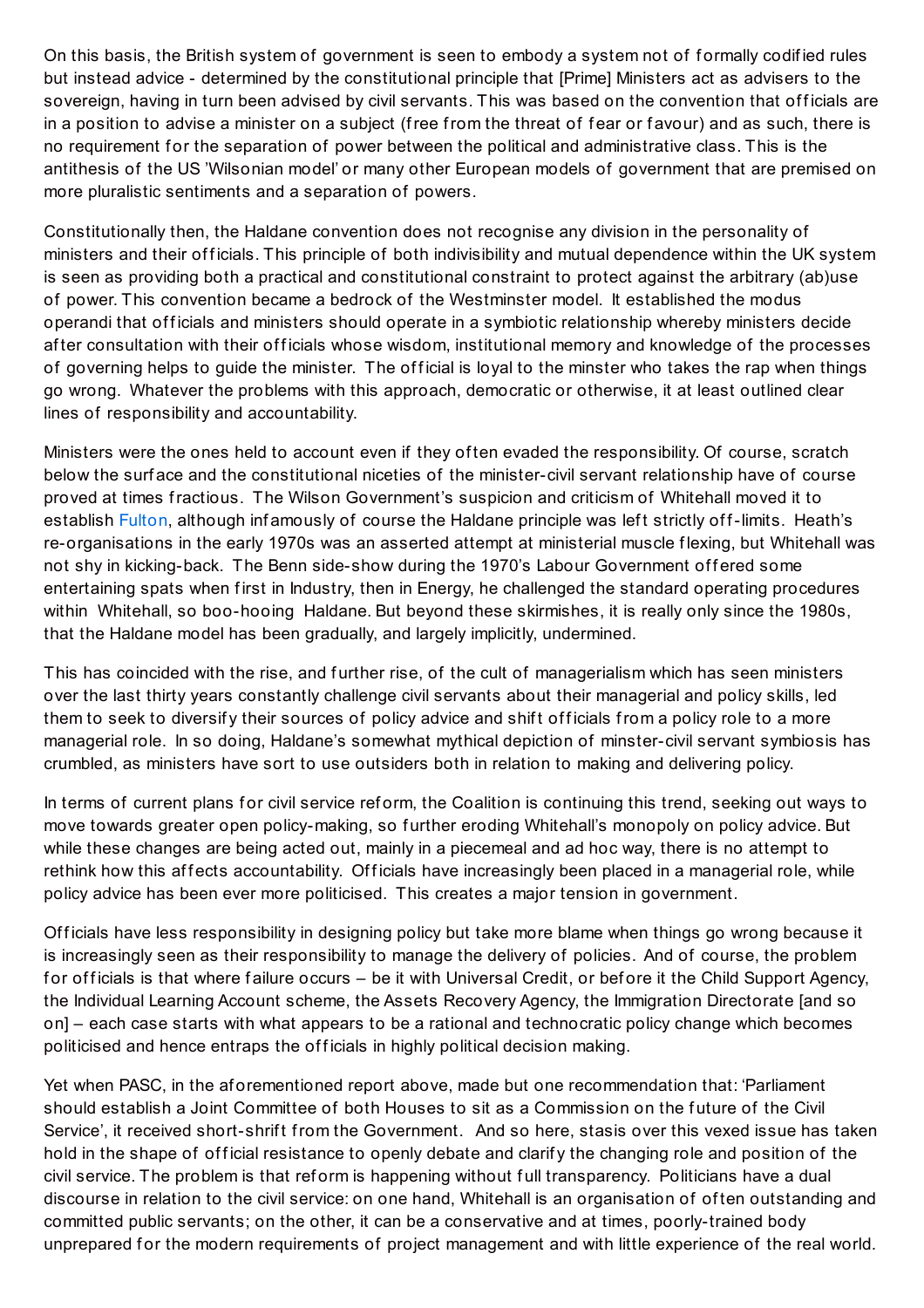On this basis, the British system of government is seen to embody a system not of formally codified rules but instead advice - determined by the constitutional principle that [Prime] Ministers act as advisers to the sovereign, having in turn been advised by civil servants. This was based on the convention that officials are in a position to advise a minister on a subject (free from the threat of fear or favour) and as such, there is no requirement for the separation of power between the political and administrative class. This is the antithesis of the US 'Wilsonian model' or many other European models of government that are premised on more pluralistic sentiments and a separation of powers.

Constitutionally then, the Haldane convention does not recognise any division in the personality of ministers and their officials. This principle of both indivisibility and mutual dependence within the UK system is seen as providing both a practical and constitutional constraint to protect against the arbitrary (ab)use of power. This convention became a bedrock of the Westminster model. It established the modus operandi that officials and ministers should operate in a symbiotic relationship whereby ministers decide after consultation with their officials whose wisdom, institutional memory and knowledge of the processes of governing helps to guide the minister. The official is loyal to the minster who takes the rap when things go wrong. Whatever the problems with this approach, democratic or otherwise, it at least outlined clear lines of responsibility and accountability.

Ministers were the ones held to account even if they often evaded the responsibility. Of course, scratch below the surface and the constitutional niceties of the minister-civil servant relationship have of course proved at times fractious. The Wilson Government's suspicion and criticism of Whitehall moved it to establish Fulton, although infamously of course the Haldane principle was left strictly off-limits. Heath's re-organisations in the early 1970s was an asserted attempt at ministerial muscle flexing, but Whitehall was not shy in kicking-back. The Benn side-show during the 1970's Labour Government offered some entertaining spats when first in Industry, then in Energy, he challenged the standard operating procedures within Whitehall, so boo-hooing Haldane. But beyond these skirmishes, it is really only since the 1980s, that the Haldane model has been gradually, and largely implicitly, undermined.

This has coincided with the rise, and further rise, of the cult of managerialism which has seen ministers over the last thirty years constantly challenge civil servants about their managerial and policy skills, led them to seek to diversify their sources of policy advice and shift officials from a policy role to a more managerial role. In so doing, Haldane's somewhat mythical depiction of minster-civil servant symbiosis has crumbled, as ministers have sort to use outsiders both in relation to making and delivering policy.

In terms of current plans for civil service reform, the Coalition is continuing this trend, seeking out ways to move towards greater open policy-making, so further eroding Whitehall's monopoly on policy advice. But while these changes are being acted out, mainly in a piecemeal and ad hoc way, there is no attempt to rethink how this affects accountability. Officials have increasingly been placed in a managerial role, while policy advice has been ever more politicised. This creates a major tension in government.

Officials have less responsibility in designing policy but take more blame when things go wrong because it is increasingly seen as their responsibility to manage the delivery of policies. And of course, the problem for officials is that where failure occurs – be it with Universal Credit, or before it the Child Support Agency, the Individual Learning Account scheme, the Assets Recovery Agency, the Immigration Directorate [and so on] – each case starts with what appears to be a rational and technocratic policy change which becomes politicised and hence entraps the officials in highly political decision making.

Yet when PASC, in the aforementioned report above, made but one recommendation that: 'Parliament should establish a Joint Committee of both Houses to sit as a Commission on the future of the Civil Service', it received short-shrift from the Government. And so here, stasis over this vexed issue has taken hold in the shape of official resistance to openly debate and clarify the changing role and position of the civil service. The problem is that reform is happening without full transparency. Politicians have a dual discourse in relation to the civil service: on one hand, Whitehall is an organisation of often outstanding and committed public servants; on the other, it can be a conservative and at times, poorly-trained body unprepared for the modern requirements of project management and with little experience of the real world.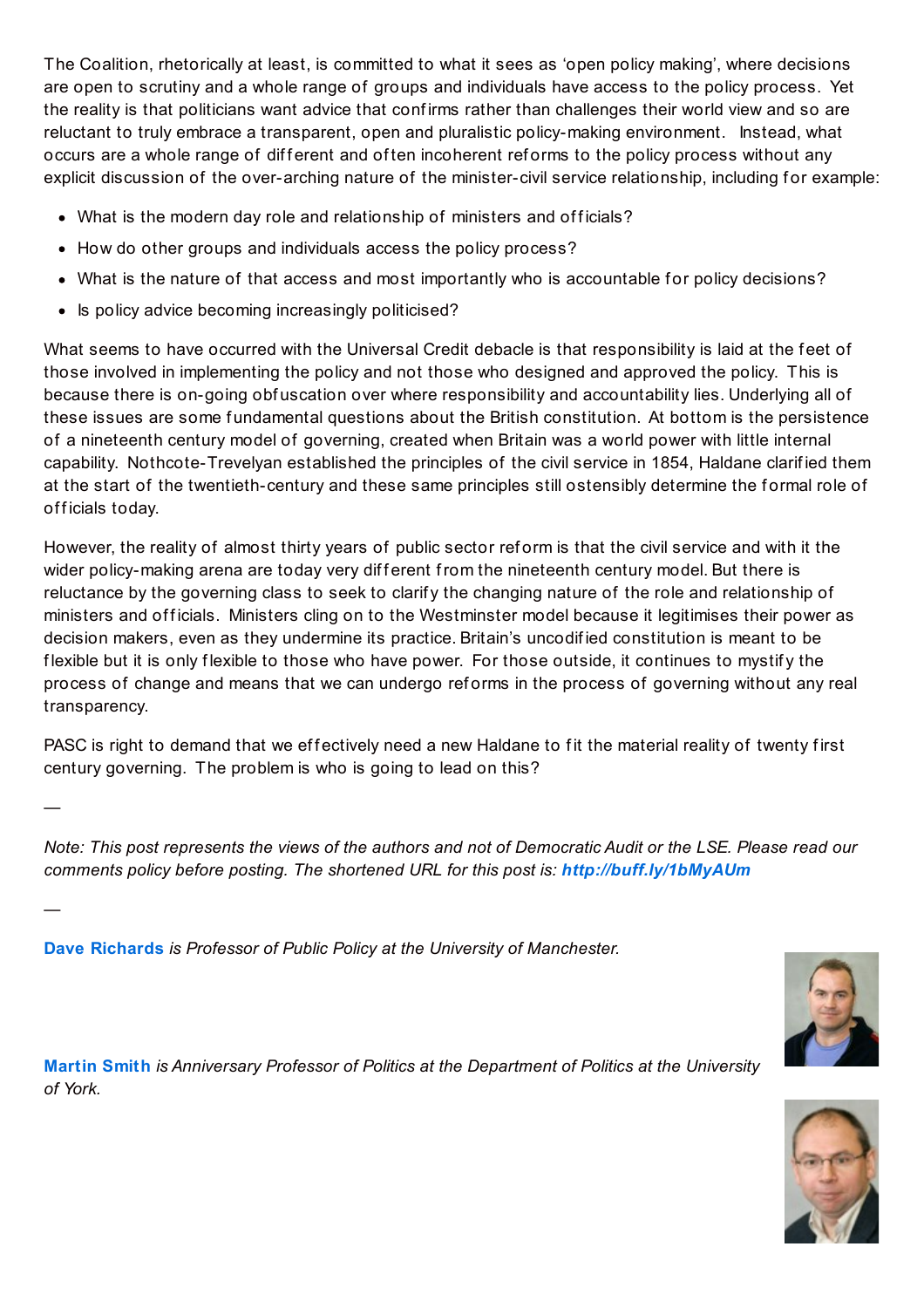The Coalition, rhetorically at least, is committed to what it sees as 'open policy making', where decisions are open to scrutiny and a whole range of groups and individuals have access to the policy process. Yet the reality is that politicians want advice that confirms rather than challenges their world view and so are reluctant to truly embrace a transparent, open and pluralistic policy-making environment. Instead, what occurs are a whole range of different and often incoherent reforms to the policy process without any explicit discussion of the over-arching nature of the minister-civil service relationship, including for example:

- What is the modern day role and relationship of ministers and officials?
- How do other groups and individuals access the policy process?
- What is the nature of that access and most importantly who is accountable for policy decisions?
- Is policy advice becoming increasingly politicised?

What seems to have occurred with the Universal Credit debacle is that responsibility is laid at the feet of those involved in implementing the policy and not those who designed and approved the policy. This is because there is on-going obfuscation over where responsibility and accountability lies. Underlying all of these issues are some fundamental questions about the British constitution. At bottom is the persistence of a nineteenth century model of governing, created when Britain was a world power with little internal capability. Nothcote-Trevelyan established the principles of the civil service in 1854, Haldane clarified them at the start of the twentieth-century and these same principles still ostensibly determine the formal role of officials today.

However, the reality of almost thirty years of public sector reform is that the civil service and with it the wider policy-making arena are today very different from the nineteenth century model. But there is reluctance by the governing class to seek to clarify the changing nature of the role and relationship of ministers and officials. Ministers cling on to the Westminster model because it legitimises their power as decision makers, even as they undermine its practice. Britain's uncodified constitution is meant to be flexible but it is only flexible to those who have power. For those outside, it continues to mystify the process of change and means that we can undergo reforms in the process of governing without any real transparency.

PASC is right to demand that we effectively need a new Haldane to fit the material reality of twenty first century governing. The problem is who is going to lead on this?

—

*Note: This post represents the views of the authors and not of Democratic Audit or the LSE. Please read our comments policy before posting. The shortened URL for this post is:* ***http://buff.ly/1bMyAUm***

—

**Dave Richards** *is Professor of Public Policy at the University of Manchester.*

**Martin Smith** *is Anniversary Professor of Politics at the Department of Politics at the University of York.*